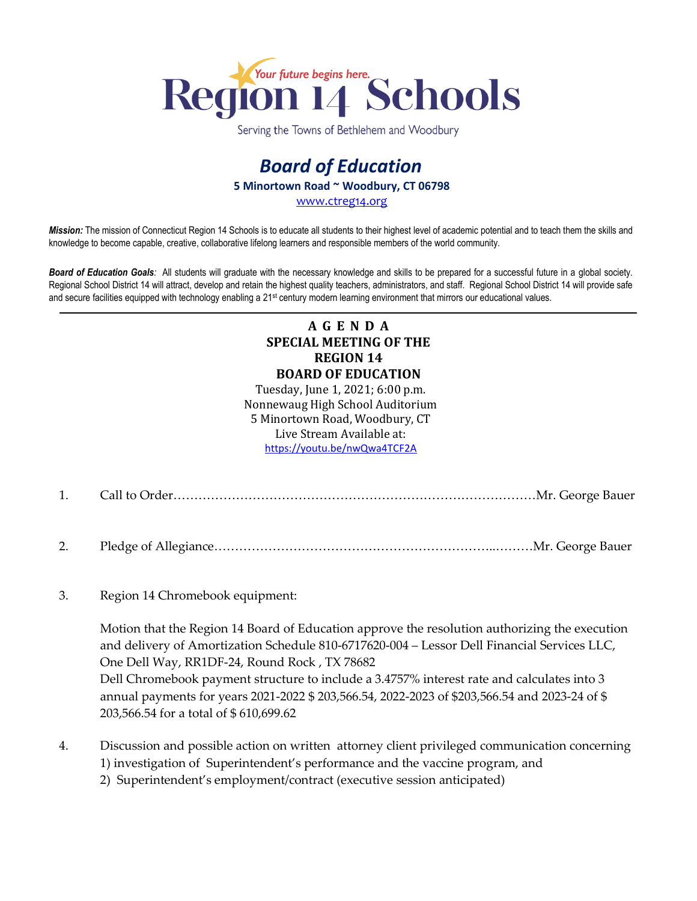Region 14 Schools

*Your future begins here.*

Serving the Towns of Bethlehem and Woodbury

# *Board of Education*

**5 Minortown Road ~ Woodbury, CT 06798**

www.ctreg14.org

***Mission:*** The mission of Connecticut Region 14 Schools is to educate all students to their highest level of academic potential and to teach them the skills and knowledge to become capable, creative, collaborative lifelong learners and responsible members of the world community.

***Board of Education Goals:*** All students will graduate with the necessary knowledge and skills to be prepared for a successful future in a global society. Regional School District 14 will attract, develop and retain the highest quality teachers, administrators, and staff. Regional School District 14 will provide safe and secure facilities equipped with technology enabling a 21st century modern learning environment that mirrors our educational values.

---

**A G E N D A**
**SPECIAL MEETING OF THE**
**REGION 14**
**BOARD OF EDUCATION**

Tuesday, June 1, 2021; 6:00 p.m.
Nonnewaug High School Auditorium
5 Minortown Road, Woodbury, CT
Live Stream Available at:
https://youtu.be/nwQwa4TCF2A

1. Call to Order……………………………………………………………………………Mr. George Bauer

2. Pledge of Allegiance…………………………………………………………..………Mr. George Bauer

3. Region 14 Chromebook equipment:

   Motion that the Region 14 Board of Education approve the resolution authorizing the execution and delivery of Amortization Schedule 810-6717620-004 – Lessor Dell Financial Services LLC, One Dell Way, RR1DF-24, Round Rock , TX 78682
   Dell Chromebook payment structure to include a 3.4757% interest rate and calculates into 3 annual payments for years 2021-2022 $ 203,566.54, 2022-2023 of $203,566.54 and 2023-24 of $ 203,566.54 for a total of $ 610,699.62

4. Discussion and possible action on written attorney client privileged communication concerning
   1) investigation of Superintendent's performance and the vaccine program, and
   2) Superintendent's employment/contract (executive session anticipated)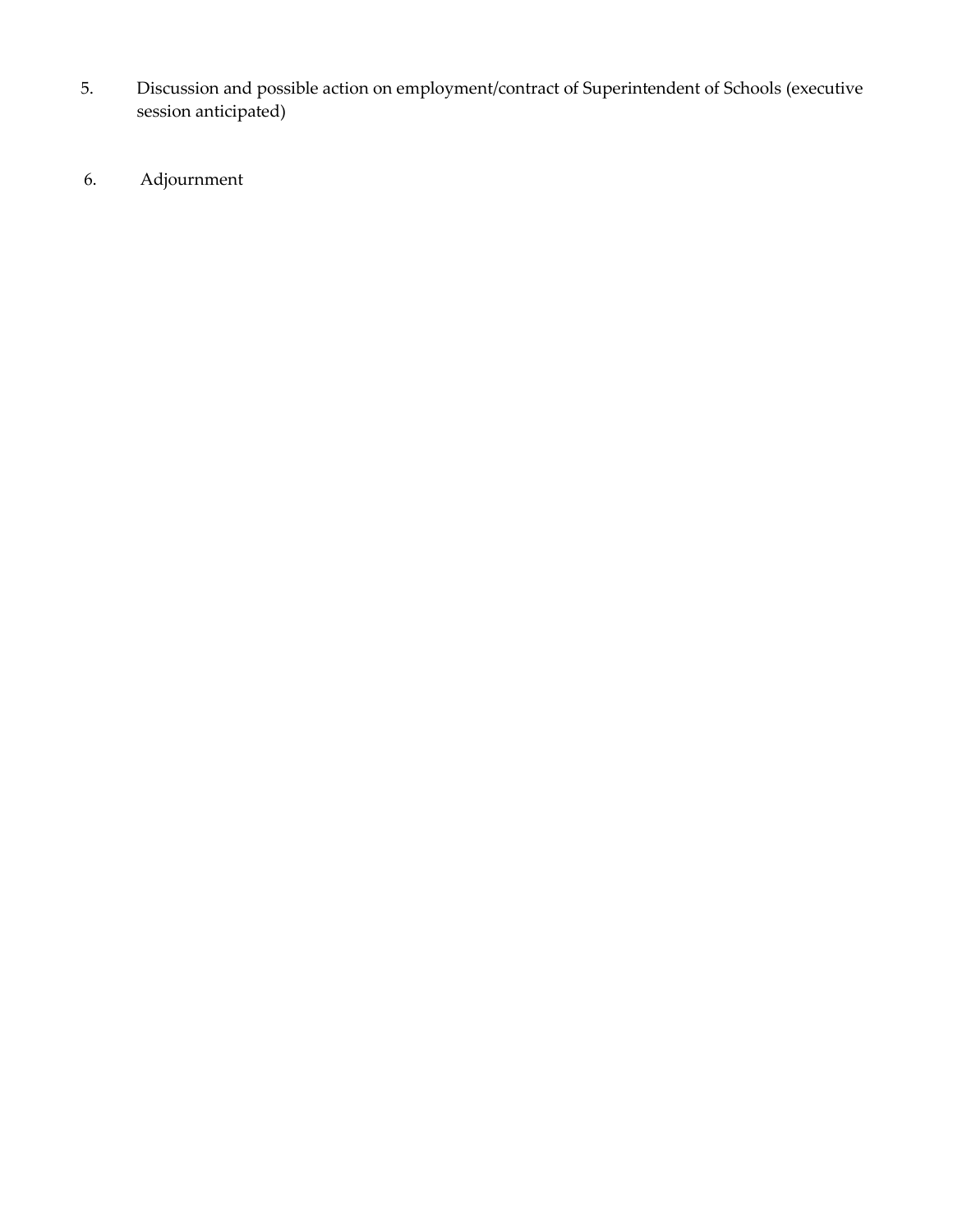5. Discussion and possible action on employment/contract of Superintendent of Schools (executive session anticipated)

6. Adjournment